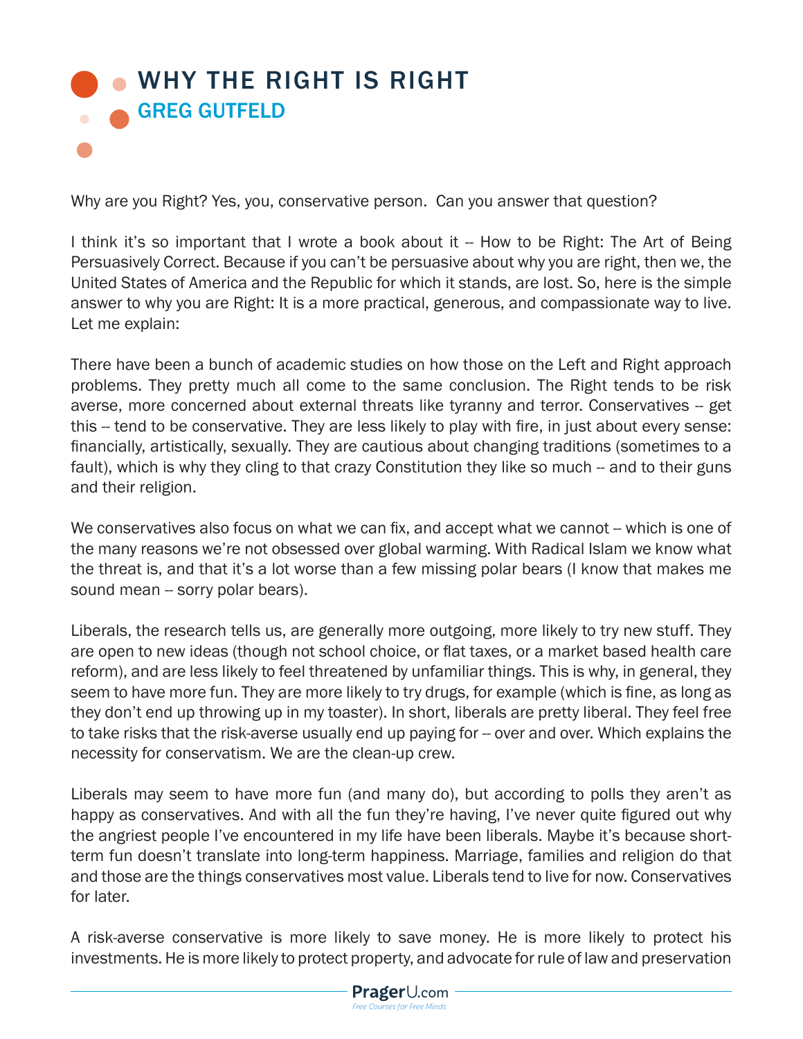# WHY THE RIGHT IS RIGHT

## GREG GUTFELD

Why are you Right? Yes, you, conservative person. Can you answer that question?

I think it's so important that I wrote a book about it -- How to be Right: The Art of Being Persuasively Correct. Because if you can't be persuasive about why you are right, then we, the United States of America and the Republic for which it stands, are lost. So, here is the simple answer to why you are Right: It is a more practical, generous, and compassionate way to live. Let me explain:

There have been a bunch of academic studies on how those on the Left and Right approach problems. They pretty much all come to the same conclusion. The Right tends to be risk averse, more concerned about external threats like tyranny and terror. Conservatives -- get this -- tend to be conservative. They are less likely to play with fire, in just about every sense: financially, artistically, sexually. They are cautious about changing traditions (sometimes to a fault), which is why they cling to that crazy Constitution they like so much -- and to their guns and their religion.

We conservatives also focus on what we can fix, and accept what we cannot -- which is one of the many reasons we're not obsessed over global warming. With Radical Islam we know what the threat is, and that it's a lot worse than a few missing polar bears (I know that makes me sound mean -- sorry polar bears).

Liberals, the research tells us, are generally more outgoing, more likely to try new stuff. They are open to new ideas (though not school choice, or flat taxes, or a market based health care reform), and are less likely to feel threatened by unfamiliar things. This is why, in general, they seem to have more fun. They are more likely to try drugs, for example (which is fine, as long as they don't end up throwing up in my toaster). In short, liberals are pretty liberal. They feel free to take risks that the risk-averse usually end up paying for -- over and over. Which explains the necessity for conservatism. We are the clean-up crew.

Liberals may seem to have more fun (and many do), but according to polls they aren't as happy as conservatives. And with all the fun they're having, I've never quite figured out why the angriest people I've encountered in my life have been liberals. Maybe it's because short-term fun doesn't translate into long-term happiness. Marriage, families and religion do that and those are the things conservatives most value. Liberals tend to live for now. Conservatives for later.

A risk-averse conservative is more likely to save money. He is more likely to protect his investments. He is more likely to protect property, and advocate for rule of law and preservation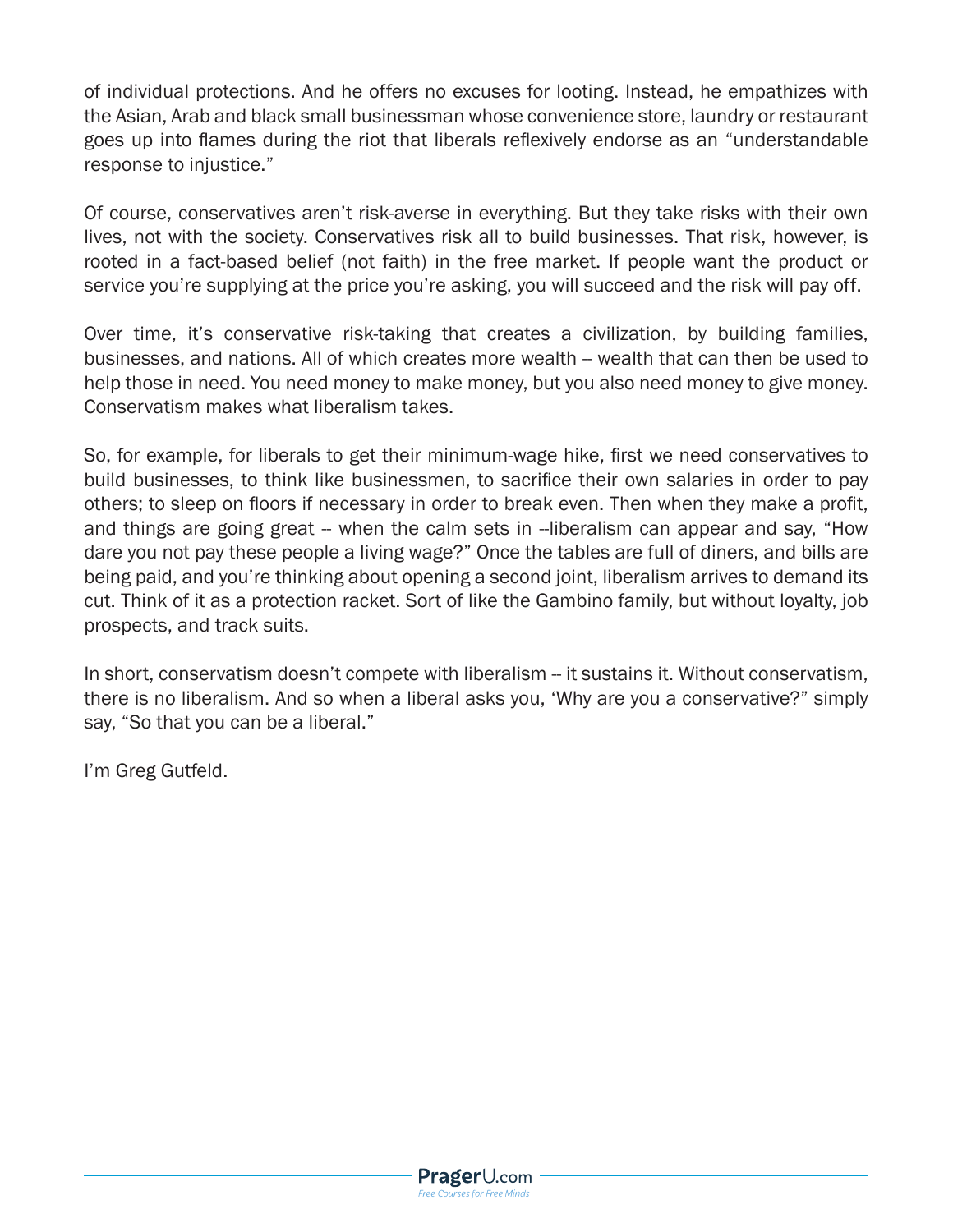of individual protections. And he offers no excuses for looting. Instead, he empathizes with the Asian, Arab and black small businessman whose convenience store, laundry or restaurant goes up into flames during the riot that liberals reflexively endorse as an "understandable response to injustice."

Of course, conservatives aren't risk-averse in everything. But they take risks with their own lives, not with the society. Conservatives risk all to build businesses. That risk, however, is rooted in a fact-based belief (not faith) in the free market. If people want the product or service you're supplying at the price you're asking, you will succeed and the risk will pay off.

Over time, it's conservative risk-taking that creates a civilization, by building families, businesses, and nations. All of which creates more wealth -- wealth that can then be used to help those in need. You need money to make money, but you also need money to give money. Conservatism makes what liberalism takes.

So, for example, for liberals to get their minimum-wage hike, first we need conservatives to build businesses, to think like businessmen, to sacrifice their own salaries in order to pay others; to sleep on floors if necessary in order to break even. Then when they make a profit, and things are going great -- when the calm sets in --liberalism can appear and say, "How dare you not pay these people a living wage?" Once the tables are full of diners, and bills are being paid, and you're thinking about opening a second joint, liberalism arrives to demand its cut. Think of it as a protection racket. Sort of like the Gambino family, but without loyalty, job prospects, and track suits.

In short, conservatism doesn't compete with liberalism -- it sustains it. Without conservatism, there is no liberalism. And so when a liberal asks you, 'Why are you a conservative?" simply say, "So that you can be a liberal."

I'm Greg Gutfeld.